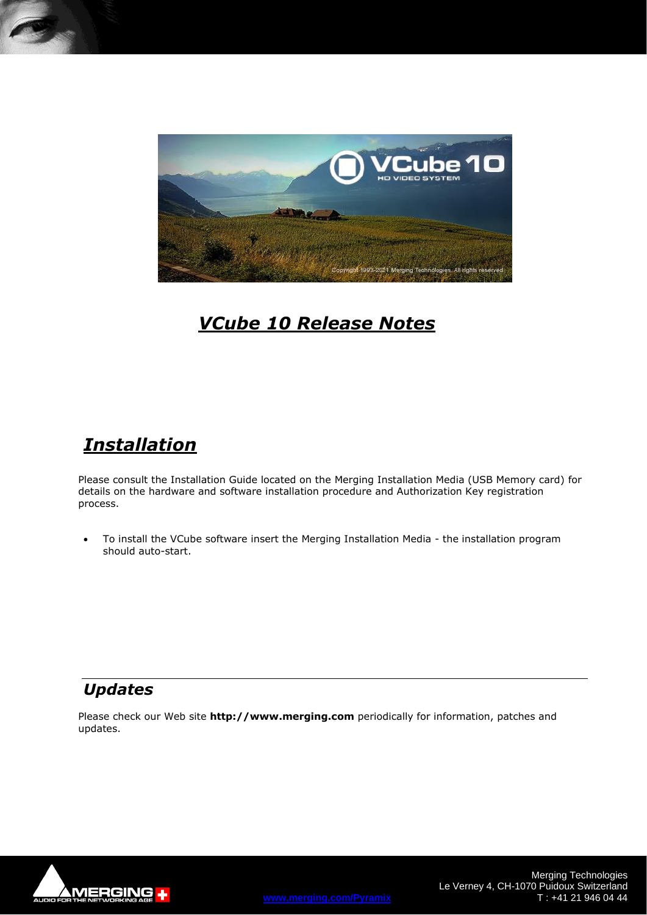# VCube 10 Release Notes

## Installation

Please consult the Installation Guide located on the Merging Installation Media (USB Memory card) for details on the hardware and software installation procedure and Authorization Key registration process.

- To install the VCube software insert the Merging Installation Media - the installation program should auto-start.

## Updates

Please check our Web site **http://www.merging.com** periodically for information, patches and updates.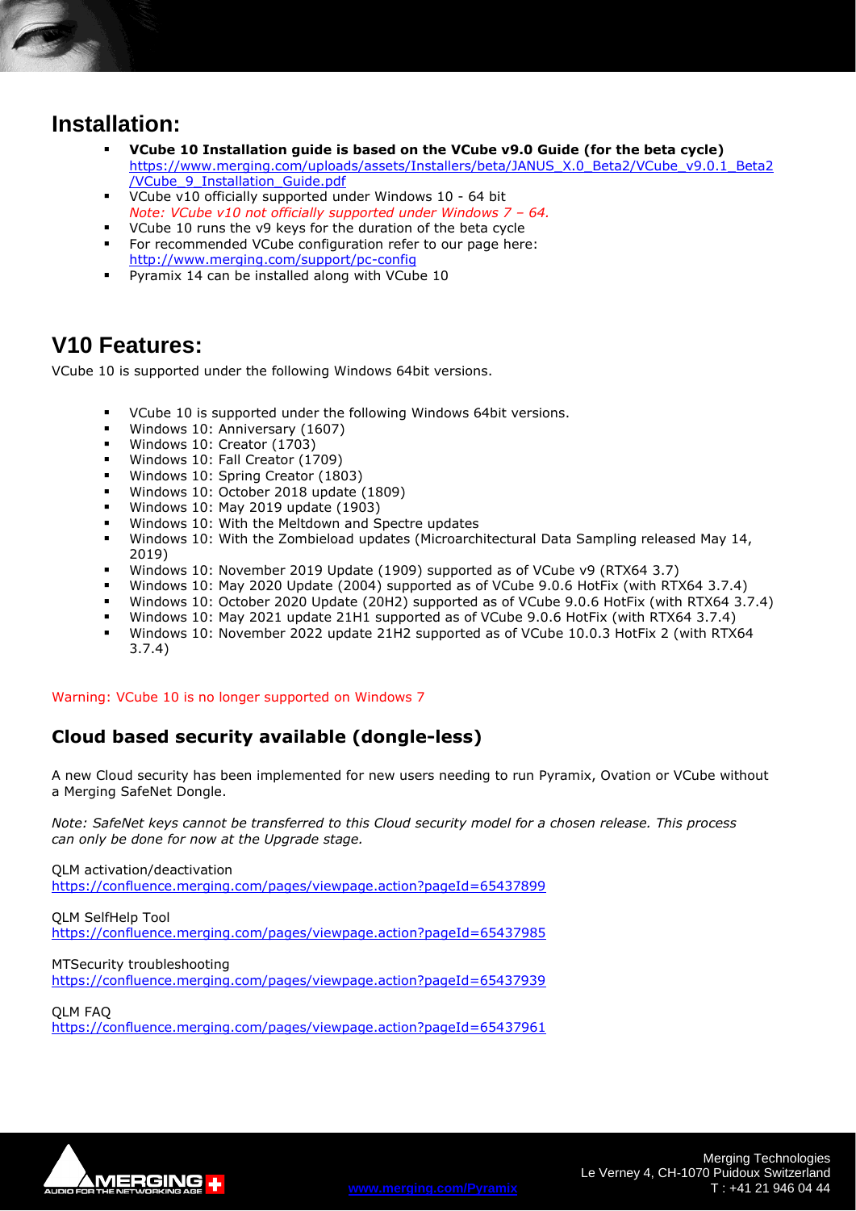## Installation:

- **VCube 10 Installation guide is based on the VCube v9.0 Guide (for the beta cycle)** https://www.merging.com/uploads/assets/Installers/beta/JANUS_X.0_Beta2/VCube_v9.0.1_Beta2/VCube_9_Installation_Guide.pdf
- VCube v10 officially supported under Windows 10 - 64 bit
  *Note: VCube v10 not officially supported under Windows 7 – 64.*
- VCube 10 runs the v9 keys for the duration of the beta cycle
- For recommended VCube configuration refer to our page here: http://www.merging.com/support/pc-config
- Pyramix 14 can be installed along with VCube 10

## V10 Features:

VCube 10 is supported under the following Windows 64bit versions.

- VCube 10 is supported under the following Windows 64bit versions.
- Windows 10: Anniversary (1607)
- Windows 10: Creator (1703)
- Windows 10: Fall Creator (1709)
- Windows 10: Spring Creator (1803)
- Windows 10: October 2018 update (1809)
- Windows 10: May 2019 update (1903)
- Windows 10: With the Meltdown and Spectre updates
- Windows 10: With the Zombieload updates (Microarchitectural Data Sampling released May 14, 2019)
- Windows 10: November 2019 Update (1909) supported as of VCube v9 (RTX64 3.7)
- Windows 10: May 2020 Update (2004) supported as of VCube 9.0.6 HotFix (with RTX64 3.7.4)
- Windows 10: October 2020 Update (20H2) supported as of VCube 9.0.6 HotFix (with RTX64 3.7.4)
- Windows 10: May 2021 update 21H1 supported as of VCube 9.0.6 HotFix (with RTX64 3.7.4)
- Windows 10: November 2022 update 21H2 supported as of VCube 10.0.3 HotFix 2 (with RTX64 3.7.4)

Warning: VCube 10 is no longer supported on Windows 7

### Cloud based security available (dongle-less)

A new Cloud security has been implemented for new users needing to run Pyramix, Ovation or VCube without a Merging SafeNet Dongle.

*Note: SafeNet keys cannot be transferred to this Cloud security model for a chosen release. This process can only be done for now at the Upgrade stage.*

QLM activation/deactivation
https://confluence.merging.com/pages/viewpage.action?pageId=65437899

QLM SelfHelp Tool
https://confluence.merging.com/pages/viewpage.action?pageId=65437985

MTSecurity troubleshooting
https://confluence.merging.com/pages/viewpage.action?pageId=65437939

QLM FAQ
https://confluence.merging.com/pages/viewpage.action?pageId=65437961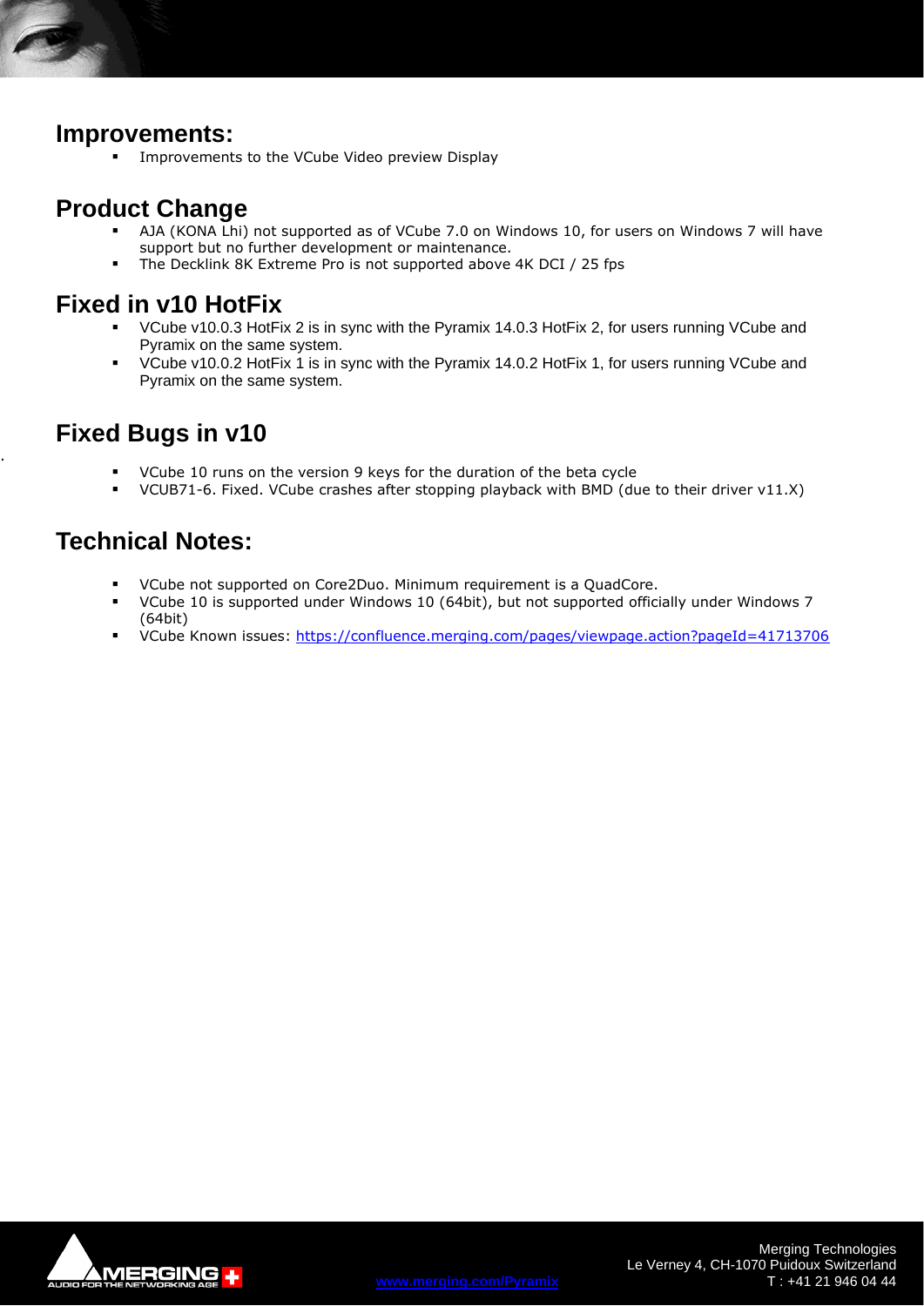## Improvements:

- Improvements to the VCube Video preview Display

## Product Change

- AJA (KONA Lhi) not supported as of VCube 7.0 on Windows 10, for users on Windows 7 will have support but no further development or maintenance.
- The Decklink 8K Extreme Pro is not supported above 4K DCI / 25 fps

## Fixed in v10 HotFix

- VCube v10.0.3 HotFix 2 is in sync with the Pyramix 14.0.3 HotFix 2, for users running VCube and Pyramix on the same system.
- VCube v10.0.2 HotFix 1 is in sync with the Pyramix 14.0.2 HotFix 1, for users running VCube and Pyramix on the same system.

## Fixed Bugs in v10

- VCube 10 runs on the version 9 keys for the duration of the beta cycle
- VCUB71-6. Fixed. VCube crashes after stopping playback with BMD (due to their driver v11.X)

## Technical Notes:

- VCube not supported on Core2Duo. Minimum requirement is a QuadCore.
- VCube 10 is supported under Windows 10 (64bit), but not supported officially under Windows 7 (64bit)
- VCube Known issues: https://confluence.merging.com/pages/viewpage.action?pageId=41713706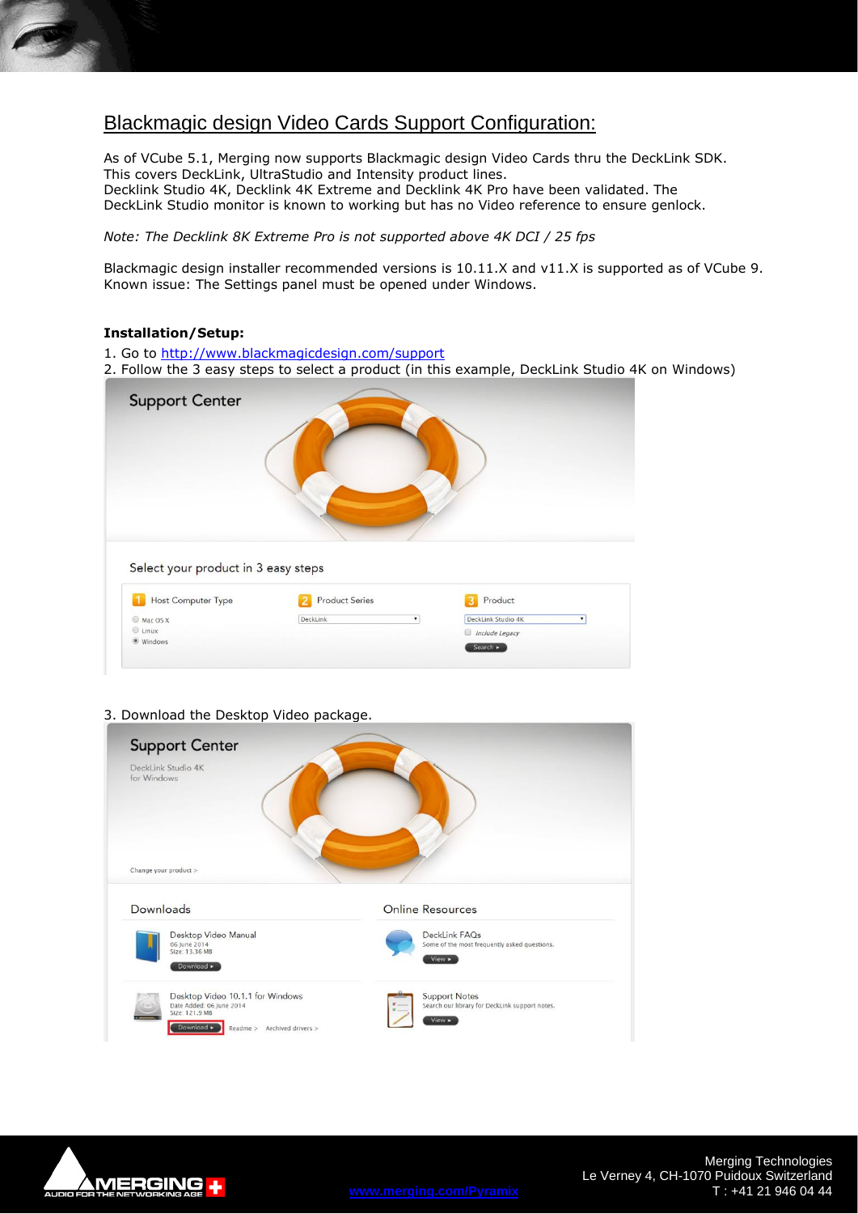## Blackmagic design Video Cards Support Configuration:

As of VCube 5.1, Merging now supports Blackmagic design Video Cards thru the DeckLink SDK.
This covers DeckLink, UltraStudio and Intensity product lines.
Decklink Studio 4K, Decklink 4K Extreme and Decklink 4K Pro have been validated. The DeckLink Studio monitor is known to working but has no Video reference to ensure genlock.

*Note: The Decklink 8K Extreme Pro is not supported above 4K DCI / 25 fps*

Blackmagic design installer recommended versions is 10.11.X and v11.X is supported as of VCube 9.
Known issue: The Settings panel must be opened under Windows.

**Installation/Setup:**

1. Go to http://www.blackmagicdesign.com/support
2. Follow the 3 easy steps to select a product (in this example, DeckLink Studio 4K on Windows)

Support Center

Select your product in 3 easy steps

1 Host Computer Type
Mac OS X
Linux
Windows

2 Product Series
DeckLink

3 Product
DeckLink Studio 4K
Include Legacy
Search

3. Download the Desktop Video package.

Support Center
DeckLink Studio 4K
for Windows

Change your product >

Downloads

Desktop Video Manual
06 June 2014
Size: 13.36 MB
Download

Desktop Video 10.1.1 for Windows
Date Added: 06 June 2014
Size: 121.9 MB
Download
Readme > Archived drivers >

Online Resources

DeckLink FAQs
Some of the most frequently asked questions.
View

Support Notes
Search our library for DeckLink support notes.
View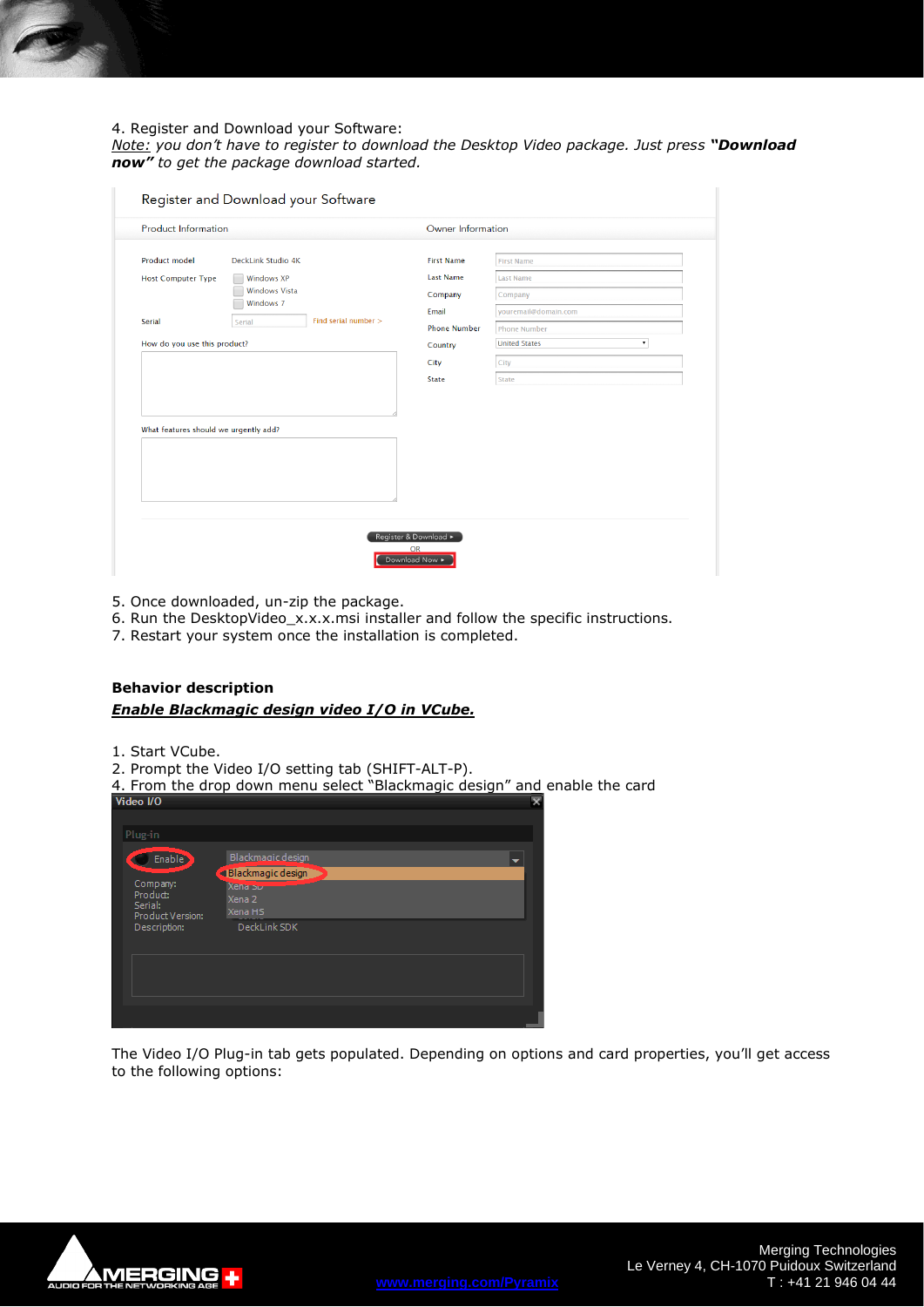4. Register and Download your Software:
*Note: you don't have to register to download the Desktop Video package. Just press* ***"Download now"*** *to get the package download started.*

5. Once downloaded, un-zip the package.
6. Run the DesktopVideo_x.x.x.msi installer and follow the specific instructions.
7. Restart your system once the installation is completed.

**Behavior description**

***Enable Blackmagic design video I/O in VCube.***

1. Start VCube.
2. Prompt the Video I/O setting tab (SHIFT-ALT-P).
4. From the drop down menu select "Blackmagic design" and enable the card

The Video I/O Plug-in tab gets populated. Depending on options and card properties, you'll get access to the following options: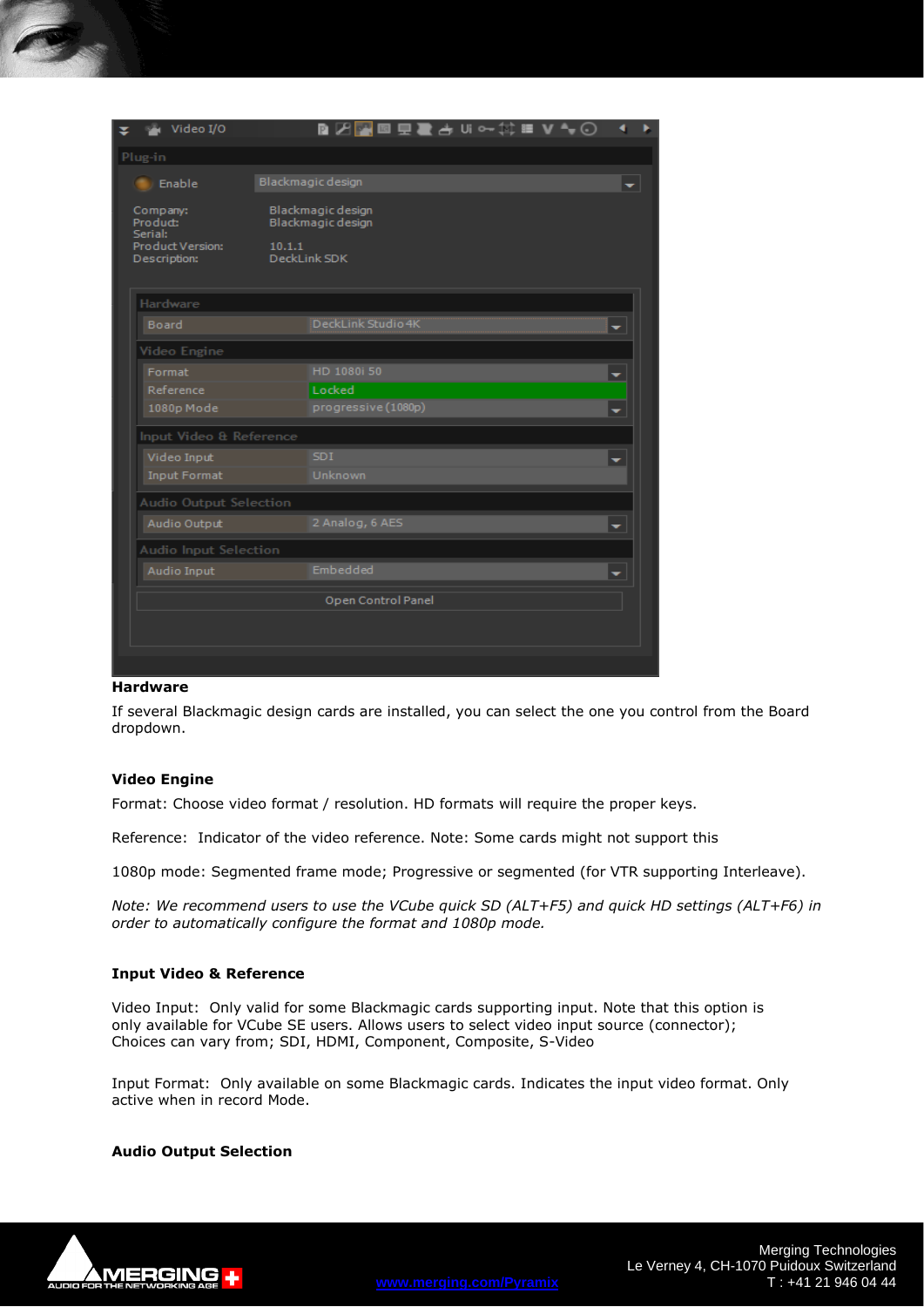**Hardware**

If several Blackmagic design cards are installed, you can select the one you control from the Board dropdown.

**Video Engine**

Format: Choose video format / resolution. HD formats will require the proper keys.

Reference: Indicator of the video reference. Note: Some cards might not support this

1080p mode: Segmented frame mode; Progressive or segmented (for VTR supporting Interleave).

*Note: We recommend users to use the VCube quick SD (ALT+F5) and quick HD settings (ALT+F6) in order to automatically configure the format and 1080p mode.*

**Input Video & Reference**

Video Input: Only valid for some Blackmagic cards supporting input. Note that this option is only available for VCube SE users. Allows users to select video input source (connector); Choices can vary from; SDI, HDMI, Component, Composite, S-Video

Input Format: Only available on some Blackmagic cards. Indicates the input video format. Only active when in record Mode.

**Audio Output Selection**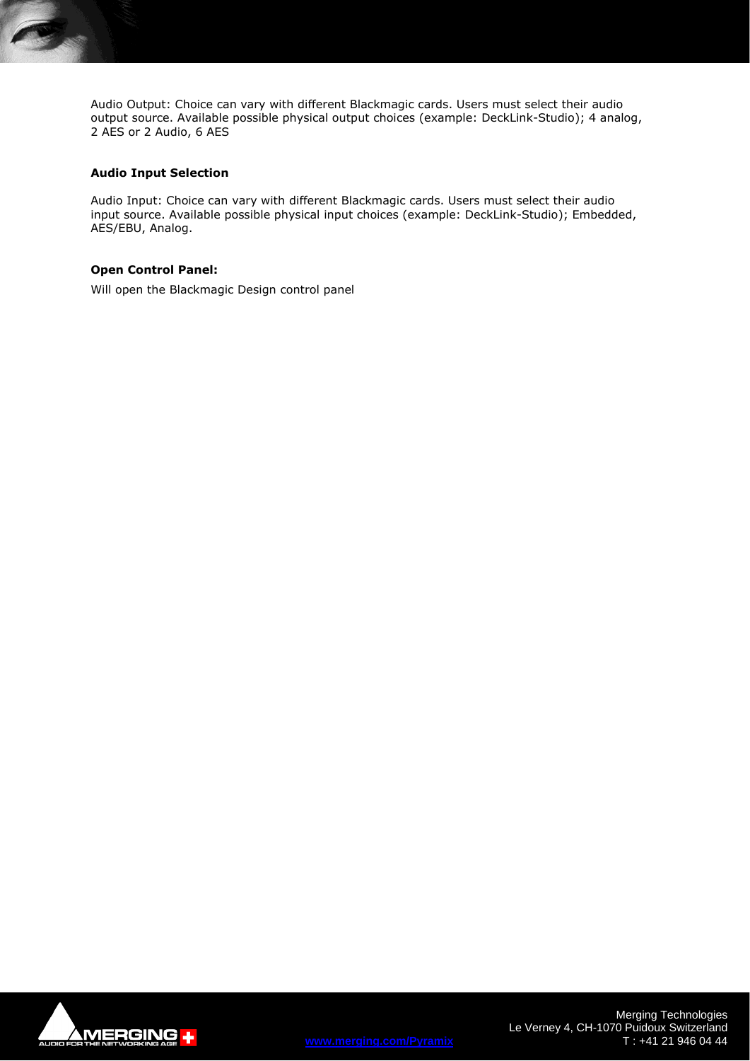Audio Output: Choice can vary with different Blackmagic cards. Users must select their audio output source. Available possible physical output choices (example: DeckLink-Studio); 4 analog, 2 AES or 2 Audio, 6 AES

**Audio Input Selection**

Audio Input: Choice can vary with different Blackmagic cards. Users must select their audio input source. Available possible physical input choices (example: DeckLink-Studio); Embedded, AES/EBU, Analog.

**Open Control Panel:**

Will open the Blackmagic Design control panel